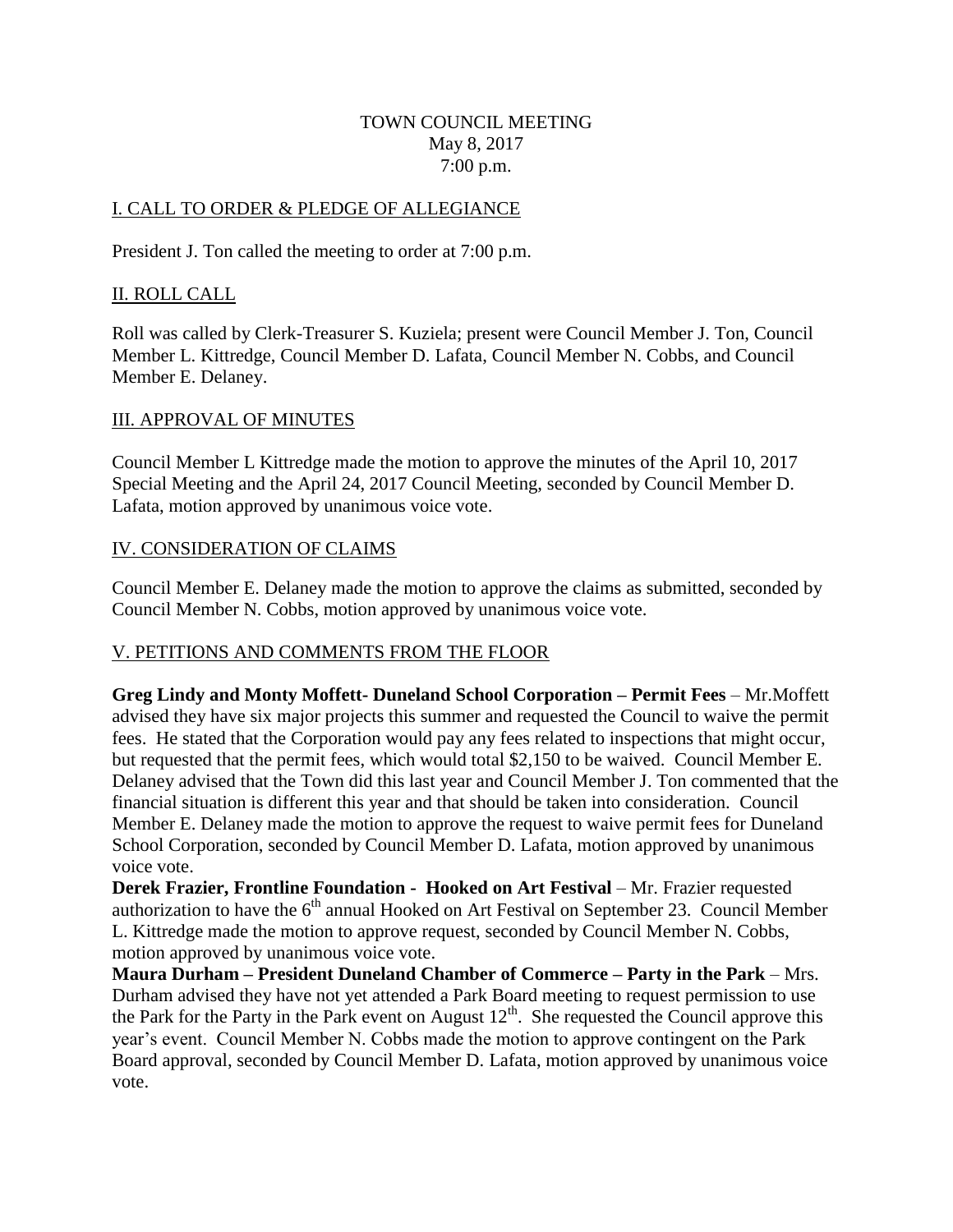TOWN COUNCIL MEETING
May 8, 2017
7:00 p.m.

## I. CALL TO ORDER & PLEDGE OF ALLEGIANCE

President J. Ton called the meeting to order at 7:00 p.m.

## II. ROLL CALL

Roll was called by Clerk-Treasurer S. Kuziela; present were Council Member J. Ton, Council Member L. Kittredge, Council Member D. Lafata, Council Member N. Cobbs, and Council Member E. Delaney.

## III. APPROVAL OF MINUTES

Council Member L Kittredge made the motion to approve the minutes of the April 10, 2017 Special Meeting and the April 24, 2017 Council Meeting, seconded by Council Member D. Lafata, motion approved by unanimous voice vote.

## IV. CONSIDERATION OF CLAIMS

Council Member E. Delaney made the motion to approve the claims as submitted, seconded by Council Member N. Cobbs, motion approved by unanimous voice vote.

## V. PETITIONS AND COMMENTS FROM THE FLOOR

**Greg Lindy and Monty Moffett- Duneland School Corporation – Permit Fees** – Mr.Moffett advised they have six major projects this summer and requested the Council to waive the permit fees. He stated that the Corporation would pay any fees related to inspections that might occur, but requested that the permit fees, which would total $2,150 to be waived. Council Member E. Delaney advised that the Town did this last year and Council Member J. Ton commented that the financial situation is different this year and that should be taken into consideration. Council Member E. Delaney made the motion to approve the request to waive permit fees for Duneland School Corporation, seconded by Council Member D. Lafata, motion approved by unanimous voice vote.

**Derek Frazier, Frontline Foundation - Hooked on Art Festival** – Mr. Frazier requested authorization to have the 6th annual Hooked on Art Festival on September 23. Council Member L. Kittredge made the motion to approve request, seconded by Council Member N. Cobbs, motion approved by unanimous voice vote.

**Maura Durham – President Duneland Chamber of Commerce – Party in the Park** – Mrs. Durham advised they have not yet attended a Park Board meeting to request permission to use the Park for the Party in the Park event on August 12th. She requested the Council approve this year's event. Council Member N. Cobbs made the motion to approve contingent on the Park Board approval, seconded by Council Member D. Lafata, motion approved by unanimous voice vote.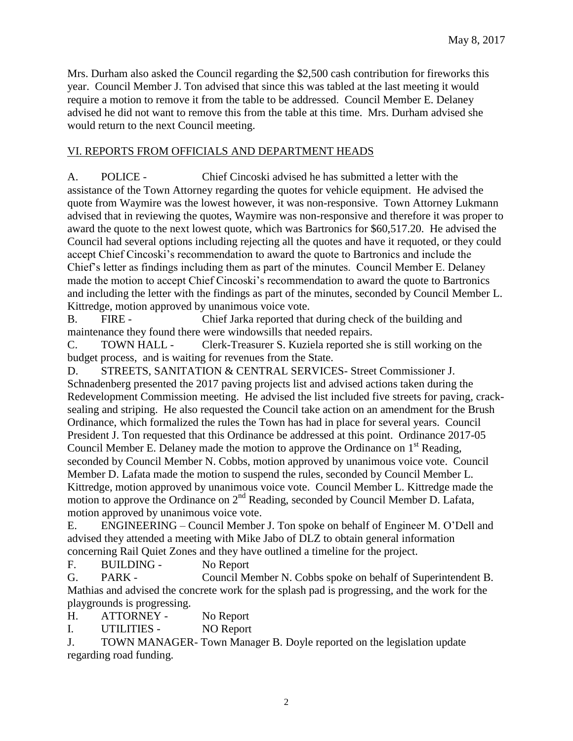Mrs. Durham also asked the Council regarding the $2,500 cash contribution for fireworks this year. Council Member J. Ton advised that since this was tabled at the last meeting it would require a motion to remove it from the table to be addressed. Council Member E. Delaney advised he did not want to remove this from the table at this time. Mrs. Durham advised she would return to the next Council meeting.

## VI. REPORTS FROM OFFICIALS AND DEPARTMENT HEADS

A. POLICE - Chief Cincoski advised he has submitted a letter with the assistance of the Town Attorney regarding the quotes for vehicle equipment. He advised the quote from Waymire was the lowest however, it was non-responsive. Town Attorney Lukmann advised that in reviewing the quotes, Waymire was non-responsive and therefore it was proper to award the quote to the next lowest quote, which was Bartronics for $60,517.20. He advised the Council had several options including rejecting all the quotes and have it requoted, or they could accept Chief Cincoski's recommendation to award the quote to Bartronics and include the Chief's letter as findings including them as part of the minutes. Council Member E. Delaney made the motion to accept Chief Cincoski's recommendation to award the quote to Bartronics and including the letter with the findings as part of the minutes, seconded by Council Member L. Kittredge, motion approved by unanimous voice vote.

B. FIRE - Chief Jarka reported that during check of the building and maintenance they found there were windowsills that needed repairs.

C. TOWN HALL - Clerk-Treasurer S. Kuziela reported she is still working on the budget process, and is waiting for revenues from the State.

D. STREETS, SANITATION & CENTRAL SERVICES- Street Commissioner J. Schnadenberg presented the 2017 paving projects list and advised actions taken during the Redevelopment Commission meeting. He advised the list included five streets for paving, crack-sealing and striping. He also requested the Council take action on an amendment for the Brush Ordinance, which formalized the rules the Town has had in place for several years. Council President J. Ton requested that this Ordinance be addressed at this point. Ordinance 2017-05 Council Member E. Delaney made the motion to approve the Ordinance on 1st Reading, seconded by Council Member N. Cobbs, motion approved by unanimous voice vote. Council Member D. Lafata made the motion to suspend the rules, seconded by Council Member L. Kittredge, motion approved by unanimous voice vote. Council Member L. Kittredge made the motion to approve the Ordinance on 2nd Reading, seconded by Council Member D. Lafata, motion approved by unanimous voice vote.

E. ENGINEERING – Council Member J. Ton spoke on behalf of Engineer M. O'Dell and advised they attended a meeting with Mike Jabo of DLZ to obtain general information concerning Rail Quiet Zones and they have outlined a timeline for the project.

F. BUILDING - No Report

G. PARK - Council Member N. Cobbs spoke on behalf of Superintendent B. Mathias and advised the concrete work for the splash pad is progressing, and the work for the playgrounds is progressing.

H. ATTORNEY - No Report

I. UTILITIES - NO Report

J. TOWN MANAGER- Town Manager B. Doyle reported on the legislation update regarding road funding.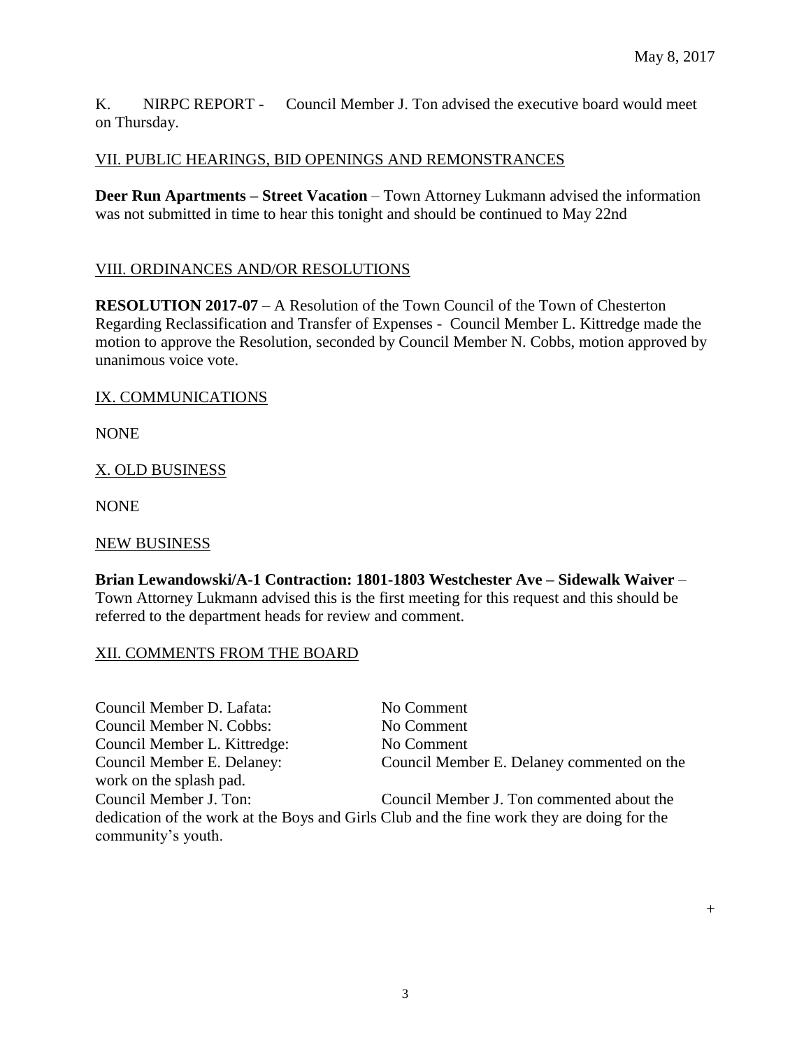K. NIRPC REPORT - Council Member J. Ton advised the executive board would meet on Thursday.

## VII. PUBLIC HEARINGS, BID OPENINGS AND REMONSTRANCES

**Deer Run Apartments – Street Vacation** – Town Attorney Lukmann advised the information was not submitted in time to hear this tonight and should be continued to May 22nd

## VIII. ORDINANCES AND/OR RESOLUTIONS

**RESOLUTION 2017-07** – A Resolution of the Town Council of the Town of Chesterton Regarding Reclassification and Transfer of Expenses - Council Member L. Kittredge made the motion to approve the Resolution, seconded by Council Member N. Cobbs, motion approved by unanimous voice vote.

## IX. COMMUNICATIONS

NONE

## X. OLD BUSINESS

NONE

## NEW BUSINESS

**Brian Lewandowski/A-1 Contraction: 1801-1803 Westchester Ave – Sidewalk Waiver** – Town Attorney Lukmann advised this is the first meeting for this request and this should be referred to the department heads for review and comment.

## XII. COMMENTS FROM THE BOARD

Council Member D. Lafata: No Comment
Council Member N. Cobbs: No Comment
Council Member L. Kittredge: No Comment
Council Member E. Delaney: Council Member E. Delaney commented on the work on the splash pad.
Council Member J. Ton: Council Member J. Ton commented about the dedication of the work at the Boys and Girls Club and the fine work they are doing for the community's youth.

+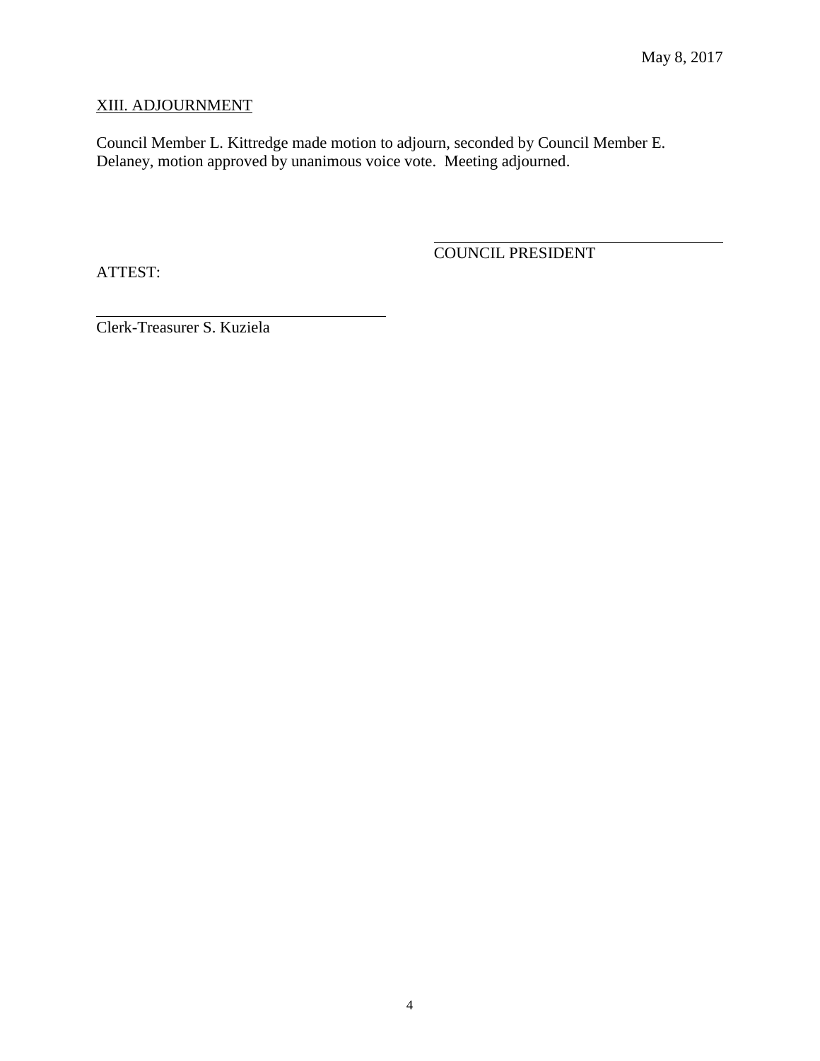## XIII. ADJOURNMENT

Council Member L. Kittredge made motion to adjourn, seconded by Council Member E. Delaney, motion approved by unanimous voice vote. Meeting adjourned.

\_\_\_\_\_\_\_\_\_\_\_\_\_\_\_\_\_\_\_\_\_\_\_\_\_\_\_\_\_\_\_\_\_\_\_\_\_\_
COUNCIL PRESIDENT

ATTEST:

\_\_\_\_\_\_\_\_\_\_\_\_\_\_\_\_\_\_\_\_\_\_\_\_\_\_\_\_\_\_\_\_\_\_\_\_\_\_
Clerk-Treasurer S. Kuziela